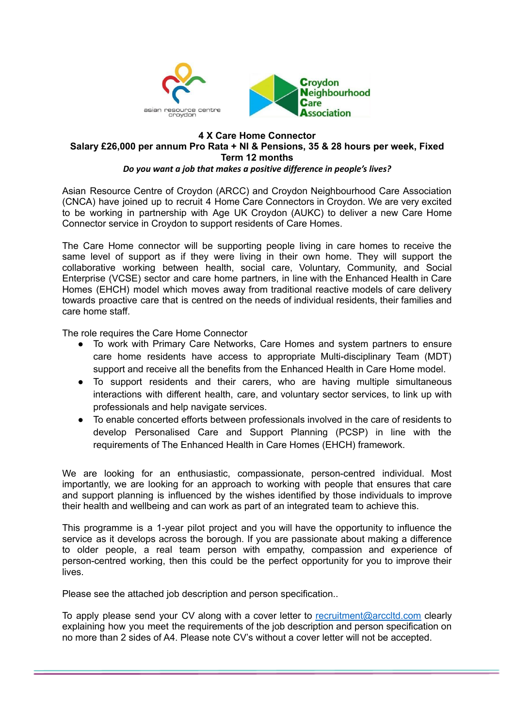asian resource centre croydon

Croydon Neighbourhood Care Association

# 4 X Care Home Connector

**Salary £26,000 per annum Pro Rata + NI & Pensions, 35 & 28 hours per week, Fixed Term 12 months**

***Do you want a job that makes a positive difference in people's lives?***

Asian Resource Centre of Croydon (ARCC) and Croydon Neighbourhood Care Association (CNCA) have joined up to recruit 4 Home Care Connectors in Croydon. We are very excited to be working in partnership with Age UK Croydon (AUKC) to deliver a new Care Home Connector service in Croydon to support residents of Care Homes.

The Care Home connector will be supporting people living in care homes to receive the same level of support as if they were living in their own home. They will support the collaborative working between health, social care, Voluntary, Community, and Social Enterprise (VCSE) sector and care home partners, in line with the Enhanced Health in Care Homes (EHCH) model which moves away from traditional reactive models of care delivery towards proactive care that is centred on the needs of individual residents, their families and care home staff.

The role requires the Care Home Connector

- To work with Primary Care Networks, Care Homes and system partners to ensure care home residents have access to appropriate Multi-disciplinary Team (MDT) support and receive all the benefits from the Enhanced Health in Care Home model.
- To support residents and their carers, who are having multiple simultaneous interactions with different health, care, and voluntary sector services, to link up with professionals and help navigate services.
- To enable concerted efforts between professionals involved in the care of residents to develop Personalised Care and Support Planning (PCSP) in line with the requirements of The Enhanced Health in Care Homes (EHCH) framework.

We are looking for an enthusiastic, compassionate, person-centred individual. Most importantly, we are looking for an approach to working with people that ensures that care and support planning is influenced by the wishes identified by those individuals to improve their health and wellbeing and can work as part of an integrated team to achieve this.

This programme is a 1-year pilot project and you will have the opportunity to influence the service as it develops across the borough. If you are passionate about making a difference to older people, a real team person with empathy, compassion and experience of person-centred working, then this could be the perfect opportunity for you to improve their lives.

Please see the attached job description and person specification..

To apply please send your CV along with a cover letter to recruitment@arccltd.com clearly explaining how you meet the requirements of the job description and person specification on no more than 2 sides of A4. Please note CV's without a cover letter will not be accepted.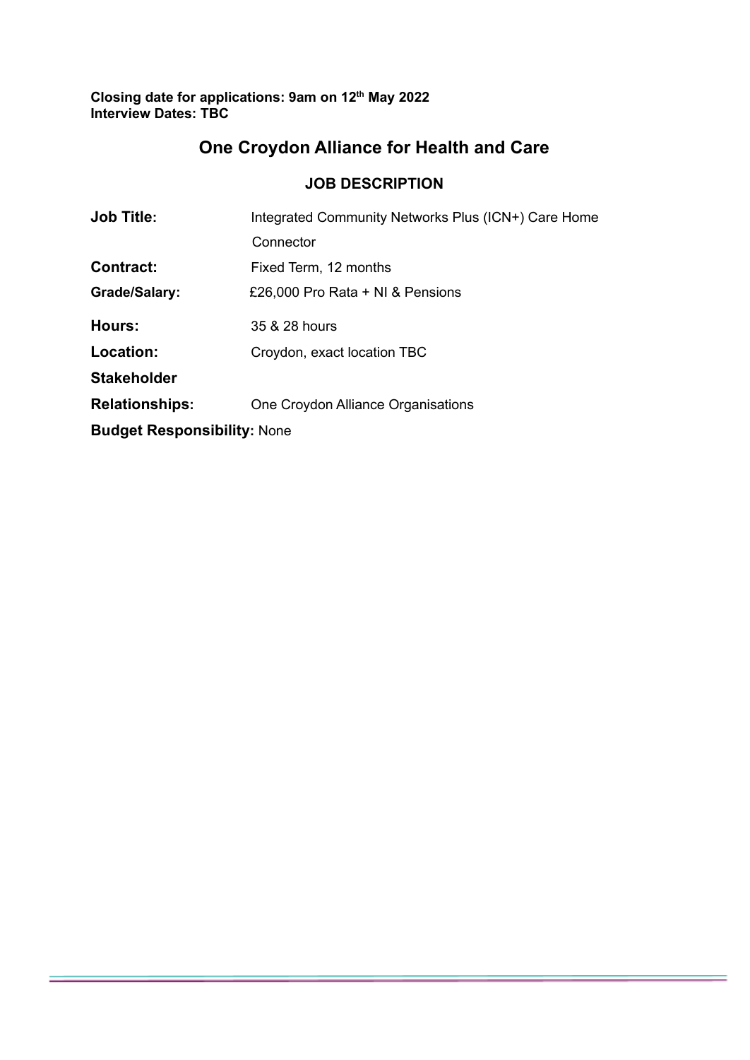**Closing date for applications: 9am on 12th May 2022**
**Interview Dates: TBC**

# One Croydon Alliance for Health and Care

## JOB DESCRIPTION

| | |
|---|---|
| **Job Title:** | Integrated Community Networks Plus (ICN+) Care Home Connector |
| **Contract:** | Fixed Term, 12 months |
| **Grade/Salary:** | £26,000 Pro Rata + NI & Pensions |
| **Hours:** | 35 & 28 hours |
| **Location:** | Croydon, exact location TBC |
| **Stakeholder Relationships:** | One Croydon Alliance Organisations |
| **Budget Responsibility:** | None |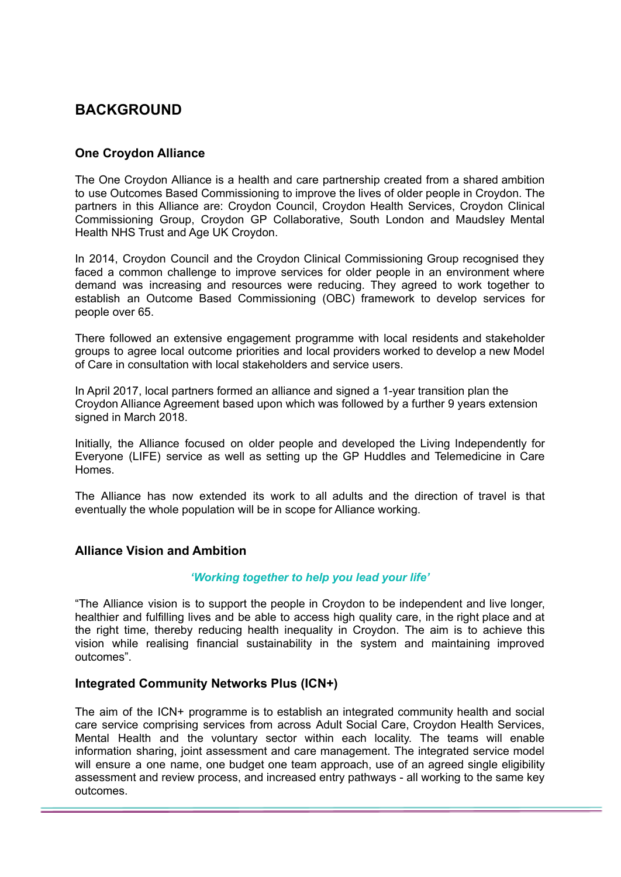# BACKGROUND

## One Croydon Alliance

The One Croydon Alliance is a health and care partnership created from a shared ambition to use Outcomes Based Commissioning to improve the lives of older people in Croydon. The partners in this Alliance are: Croydon Council, Croydon Health Services, Croydon Clinical Commissioning Group, Croydon GP Collaborative, South London and Maudsley Mental Health NHS Trust and Age UK Croydon.

In 2014, Croydon Council and the Croydon Clinical Commissioning Group recognised they faced a common challenge to improve services for older people in an environment where demand was increasing and resources were reducing. They agreed to work together to establish an Outcome Based Commissioning (OBC) framework to develop services for people over 65.

There followed an extensive engagement programme with local residents and stakeholder groups to agree local outcome priorities and local providers worked to develop a new Model of Care in consultation with local stakeholders and service users.

In April 2017, local partners formed an alliance and signed a 1-year transition plan the Croydon Alliance Agreement based upon which was followed by a further 9 years extension signed in March 2018.

Initially, the Alliance focused on older people and developed the Living Independently for Everyone (LIFE) service as well as setting up the GP Huddles and Telemedicine in Care Homes.

The Alliance has now extended its work to all adults and the direction of travel is that eventually the whole population will be in scope for Alliance working.

## Alliance Vision and Ambition

***'Working together to help you lead your life'***

"The Alliance vision is to support the people in Croydon to be independent and live longer, healthier and fulfilling lives and be able to access high quality care, in the right place and at the right time, thereby reducing health inequality in Croydon. The aim is to achieve this vision while realising financial sustainability in the system and maintaining improved outcomes".

## Integrated Community Networks Plus (ICN+)

The aim of the ICN+ programme is to establish an integrated community health and social care service comprising services from across Adult Social Care, Croydon Health Services, Mental Health and the voluntary sector within each locality. The teams will enable information sharing, joint assessment and care management. The integrated service model will ensure a one name, one budget one team approach, use of an agreed single eligibility assessment and review process, and increased entry pathways - all working to the same key outcomes.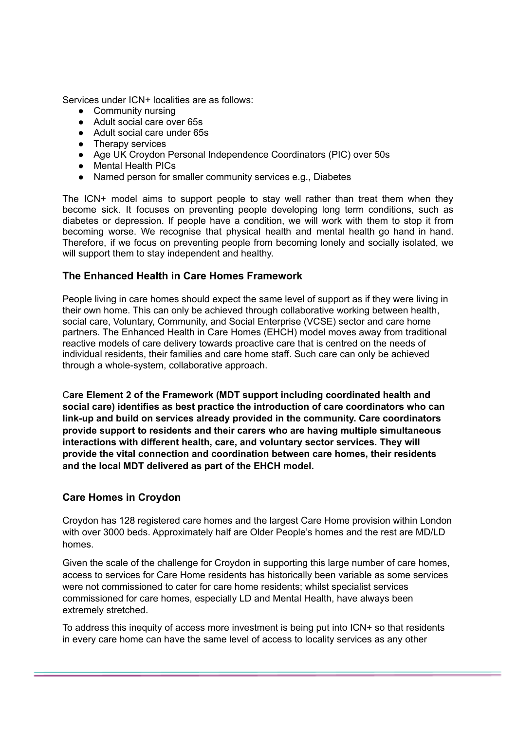Services under ICN+ localities are as follows:

- Community nursing
- Adult social care over 65s
- Adult social care under 65s
- Therapy services
- Age UK Croydon Personal Independence Coordinators (PIC) over 50s
- Mental Health PICs
- Named person for smaller community services e.g., Diabetes

The ICN+ model aims to support people to stay well rather than treat them when they become sick. It focuses on preventing people developing long term conditions, such as diabetes or depression. If people have a condition, we will work with them to stop it from becoming worse. We recognise that physical health and mental health go hand in hand. Therefore, if we focus on preventing people from becoming lonely and socially isolated, we will support them to stay independent and healthy.

### The Enhanced Health in Care Homes Framework

People living in care homes should expect the same level of support as if they were living in their own home. This can only be achieved through collaborative working between health, social care, Voluntary, Community, and Social Enterprise (VCSE) sector and care home partners. The Enhanced Health in Care Homes (EHCH) model moves away from traditional reactive models of care delivery towards proactive care that is centred on the needs of individual residents, their families and care home staff. Such care can only be achieved through a whole-system, collaborative approach.

C**are Element 2 of the Framework (MDT support including coordinated health and social care) identifies as best practice the introduction of care coordinators who can link-up and build on services already provided in the community. Care coordinators provide support to residents and their carers who are having multiple simultaneous interactions with different health, care, and voluntary sector services. They will provide the vital connection and coordination between care homes, their residents and the local MDT delivered as part of the EHCH model.**

### Care Homes in Croydon

Croydon has 128 registered care homes and the largest Care Home provision within London with over 3000 beds. Approximately half are Older People's homes and the rest are MD/LD homes.

Given the scale of the challenge for Croydon in supporting this large number of care homes, access to services for Care Home residents has historically been variable as some services were not commissioned to cater for care home residents; whilst specialist services commissioned for care homes, especially LD and Mental Health, have always been extremely stretched.

To address this inequity of access more investment is being put into ICN+ so that residents in every care home can have the same level of access to locality services as any other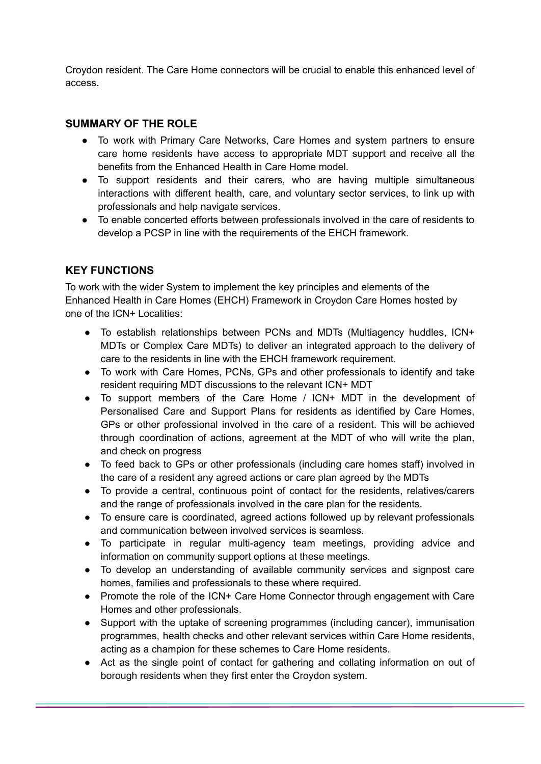Croydon resident. The Care Home connectors will be crucial to enable this enhanced level of access.

## SUMMARY OF THE ROLE

- To work with Primary Care Networks, Care Homes and system partners to ensure care home residents have access to appropriate MDT support and receive all the benefits from the Enhanced Health in Care Home model.
- To support residents and their carers, who are having multiple simultaneous interactions with different health, care, and voluntary sector services, to link up with professionals and help navigate services.
- To enable concerted efforts between professionals involved in the care of residents to develop a PCSP in line with the requirements of the EHCH framework.

## KEY FUNCTIONS

To work with the wider System to implement the key principles and elements of the Enhanced Health in Care Homes (EHCH) Framework in Croydon Care Homes hosted by one of the ICN+ Localities:

- To establish relationships between PCNs and MDTs (Multiagency huddles, ICN+ MDTs or Complex Care MDTs) to deliver an integrated approach to the delivery of care to the residents in line with the EHCH framework requirement.
- To work with Care Homes, PCNs, GPs and other professionals to identify and take resident requiring MDT discussions to the relevant ICN+ MDT
- To support members of the Care Home / ICN+ MDT in the development of Personalised Care and Support Plans for residents as identified by Care Homes, GPs or other professional involved in the care of a resident. This will be achieved through coordination of actions, agreement at the MDT of who will write the plan, and check on progress
- To feed back to GPs or other professionals (including care homes staff) involved in the care of a resident any agreed actions or care plan agreed by the MDTs
- To provide a central, continuous point of contact for the residents, relatives/carers and the range of professionals involved in the care plan for the residents.
- To ensure care is coordinated, agreed actions followed up by relevant professionals and communication between involved services is seamless.
- To participate in regular multi-agency team meetings, providing advice and information on community support options at these meetings.
- To develop an understanding of available community services and signpost care homes, families and professionals to these where required.
- Promote the role of the ICN+ Care Home Connector through engagement with Care Homes and other professionals.
- Support with the uptake of screening programmes (including cancer), immunisation programmes, health checks and other relevant services within Care Home residents, acting as a champion for these schemes to Care Home residents.
- Act as the single point of contact for gathering and collating information on out of borough residents when they first enter the Croydon system.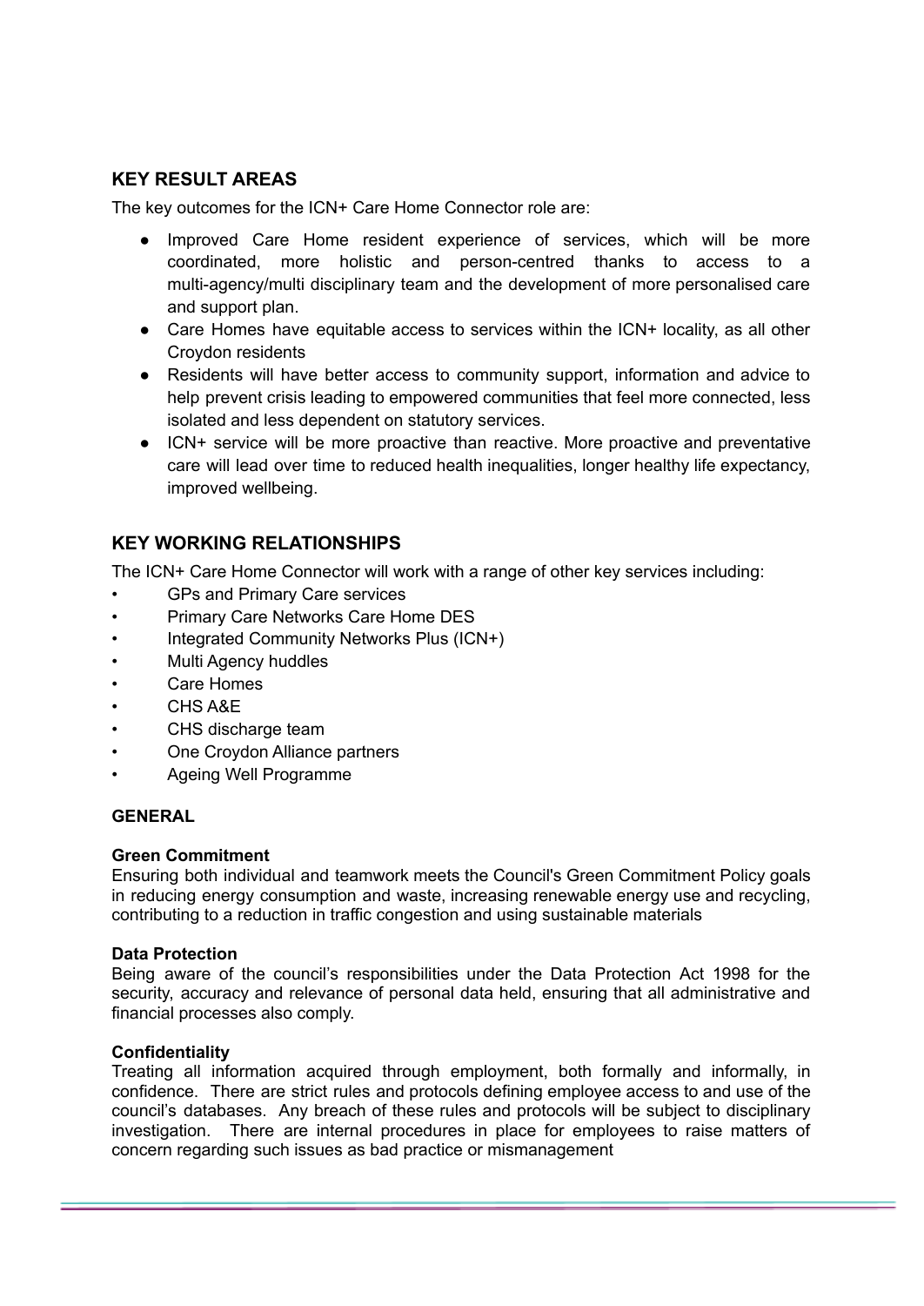## KEY RESULT AREAS

The key outcomes for the ICN+ Care Home Connector role are:

- Improved Care Home resident experience of services, which will be more coordinated, more holistic and person-centred thanks to access to a multi-agency/multi disciplinary team and the development of more personalised care and support plan.
- Care Homes have equitable access to services within the ICN+ locality, as all other Croydon residents
- Residents will have better access to community support, information and advice to help prevent crisis leading to empowered communities that feel more connected, less isolated and less dependent on statutory services.
- ICN+ service will be more proactive than reactive. More proactive and preventative care will lead over time to reduced health inequalities, longer healthy life expectancy, improved wellbeing.

## KEY WORKING RELATIONSHIPS

The ICN+ Care Home Connector will work with a range of other key services including:

- GPs and Primary Care services
- Primary Care Networks Care Home DES
- Integrated Community Networks Plus (ICN+)
- Multi Agency huddles
- Care Homes
- CHS A&E
- CHS discharge team
- One Croydon Alliance partners
- Ageing Well Programme

### GENERAL

**Green Commitment**
Ensuring both individual and teamwork meets the Council's Green Commitment Policy goals in reducing energy consumption and waste, increasing renewable energy use and recycling, contributing to a reduction in traffic congestion and using sustainable materials

**Data Protection**
Being aware of the council's responsibilities under the Data Protection Act 1998 for the security, accuracy and relevance of personal data held, ensuring that all administrative and financial processes also comply.

**Confidentiality**
Treating all information acquired through employment, both formally and informally, in confidence. There are strict rules and protocols defining employee access to and use of the council's databases. Any breach of these rules and protocols will be subject to disciplinary investigation. There are internal procedures in place for employees to raise matters of concern regarding such issues as bad practice or mismanagement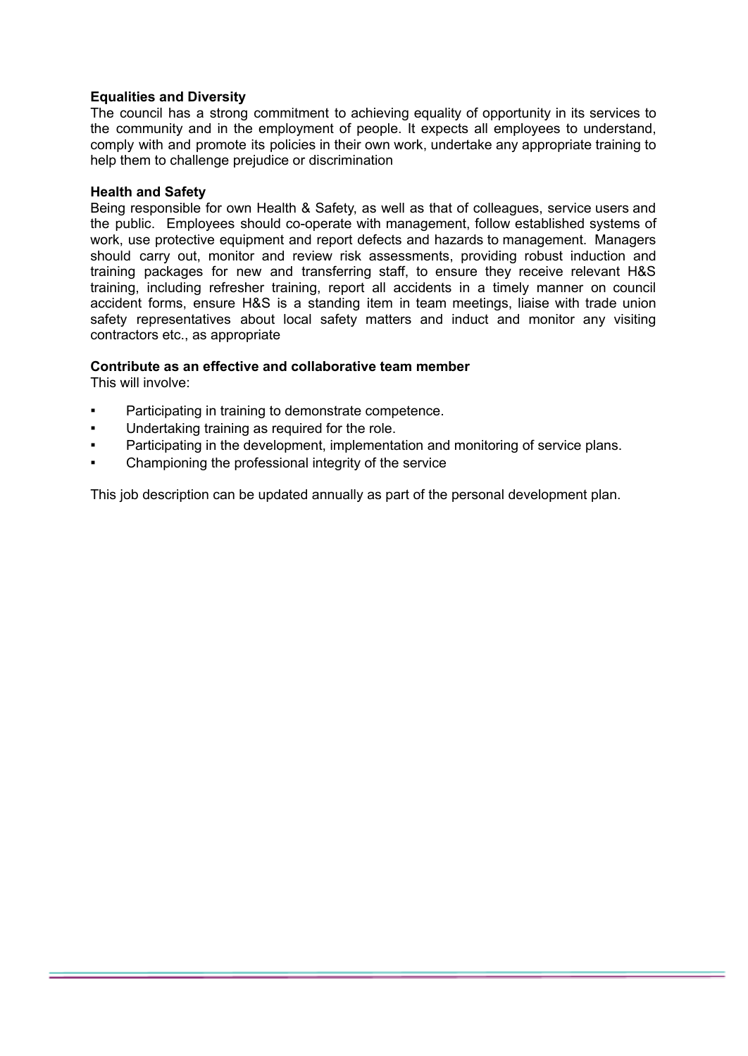**Equalities and Diversity**

The council has a strong commitment to achieving equality of opportunity in its services to the community and in the employment of people. It expects all employees to understand, comply with and promote its policies in their own work, undertake any appropriate training to help them to challenge prejudice or discrimination

**Health and Safety**

Being responsible for own Health & Safety, as well as that of colleagues, service users and the public. Employees should co-operate with management, follow established systems of work, use protective equipment and report defects and hazards to management. Managers should carry out, monitor and review risk assessments, providing robust induction and training packages for new and transferring staff, to ensure they receive relevant H&S training, including refresher training, report all accidents in a timely manner on council accident forms, ensure H&S is a standing item in team meetings, liaise with trade union safety representatives about local safety matters and induct and monitor any visiting contractors etc., as appropriate

**Contribute as an effective and collaborative team member**

This will involve:

- Participating in training to demonstrate competence.
- Undertaking training as required for the role.
- Participating in the development, implementation and monitoring of service plans.
- Championing the professional integrity of the service

This job description can be updated annually as part of the personal development plan.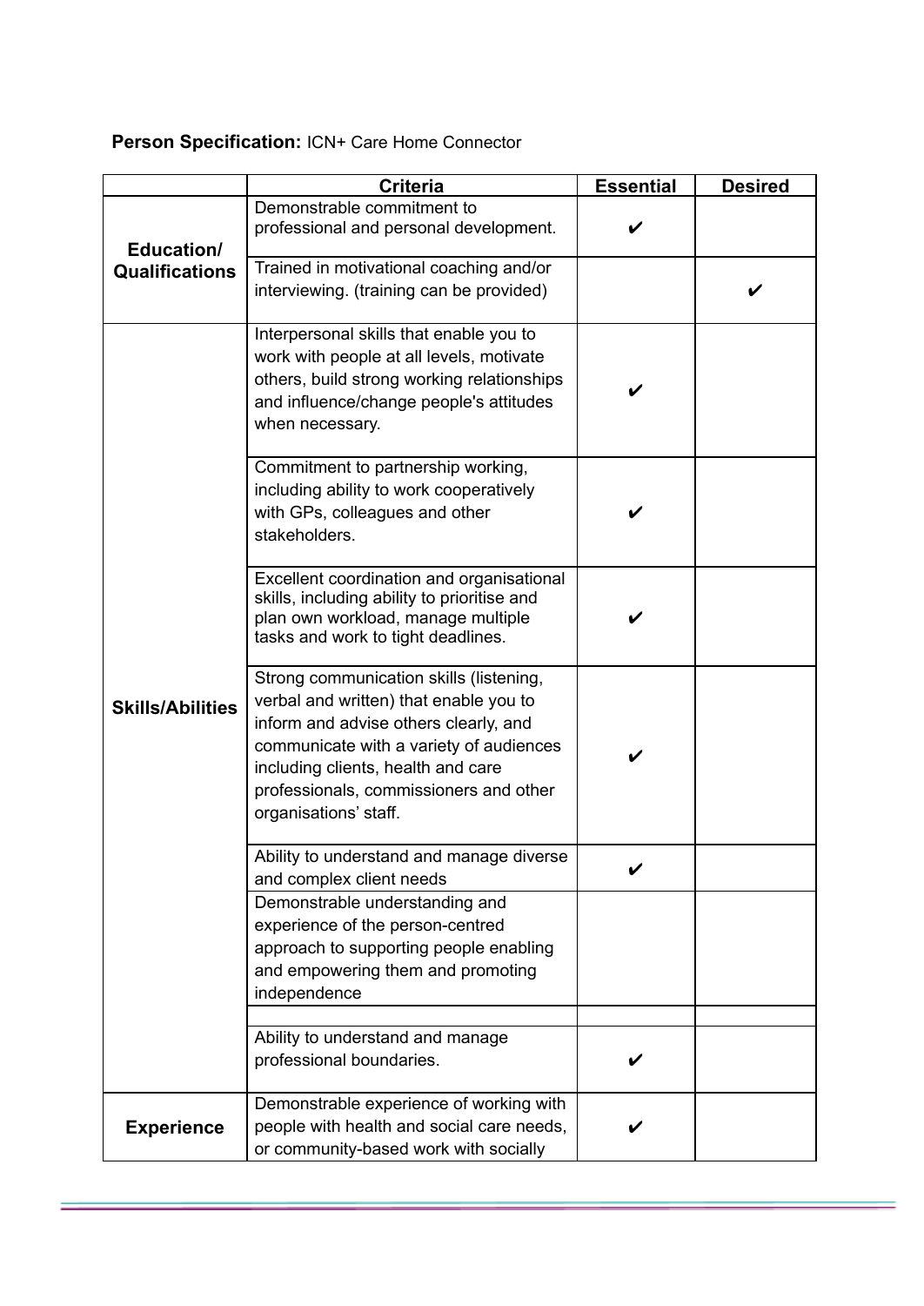**Person Specification:** ICN+ Care Home Connector

| | Criteria | Essential | Desired |
|---|---|---|---|
| **Education/ Qualifications** | Demonstrable commitment to professional and personal development. | ✔ | |
| | Trained in motivational coaching and/or interviewing. (training can be provided) | | ✔ |
| **Skills/Abilities** | Interpersonal skills that enable you to work with people at all levels, motivate others, build strong working relationships and influence/change people's attitudes when necessary. | ✔ | |
| | Commitment to partnership working, including ability to work cooperatively with GPs, colleagues and other stakeholders. | ✔ | |
| | Excellent coordination and organisational skills, including ability to prioritise and plan own workload, manage multiple tasks and work to tight deadlines. | ✔ | |
| | Strong communication skills (listening, verbal and written) that enable you to inform and advise others clearly, and communicate with a variety of audiences including clients, health and care professionals, commissioners and other organisations' staff. | ✔ | |
| | Ability to understand and manage diverse and complex client needs | ✔ | |
| | Demonstrable understanding and experience of the person-centred approach to supporting people enabling and empowering them and promoting independence | | |
| | | | |
| | Ability to understand and manage professional boundaries. | ✔ | |
| **Experience** | Demonstrable experience of working with people with health and social care needs, or community-based work with socially | ✔ | |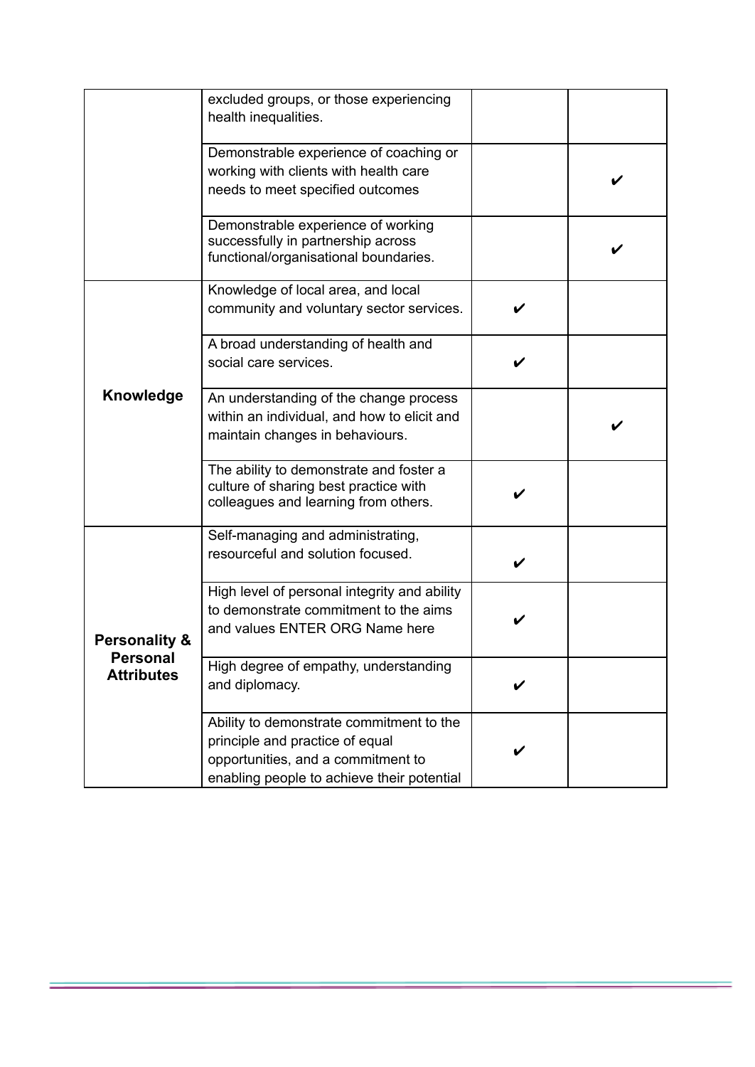| | | | |
|---|---|---|---|
| | excluded groups, or those experiencing health inequalities. | | |
| | Demonstrable experience of coaching or working with clients with health care needs to meet specified outcomes | | ✔ |
| | Demonstrable experience of working successfully in partnership across functional/organisational boundaries. | | ✔ |
| **Knowledge** | Knowledge of local area, and local community and voluntary sector services. | ✔ | |
| | A broad understanding of health and social care services. | ✔ | |
| | An understanding of the change process within an individual, and how to elicit and maintain changes in behaviours. | | ✔ |
| | The ability to demonstrate and foster a culture of sharing best practice with colleagues and learning from others. | ✔ | |
| **Personality & Personal Attributes** | Self-managing and administrating, resourceful and solution focused. | ✔ | |
| | High level of personal integrity and ability to demonstrate commitment to the aims and values ENTER ORG Name here | ✔ | |
| | High degree of empathy, understanding and diplomacy. | ✔ | |
| | Ability to demonstrate commitment to the principle and practice of equal opportunities, and a commitment to enabling people to achieve their potential | ✔ | |